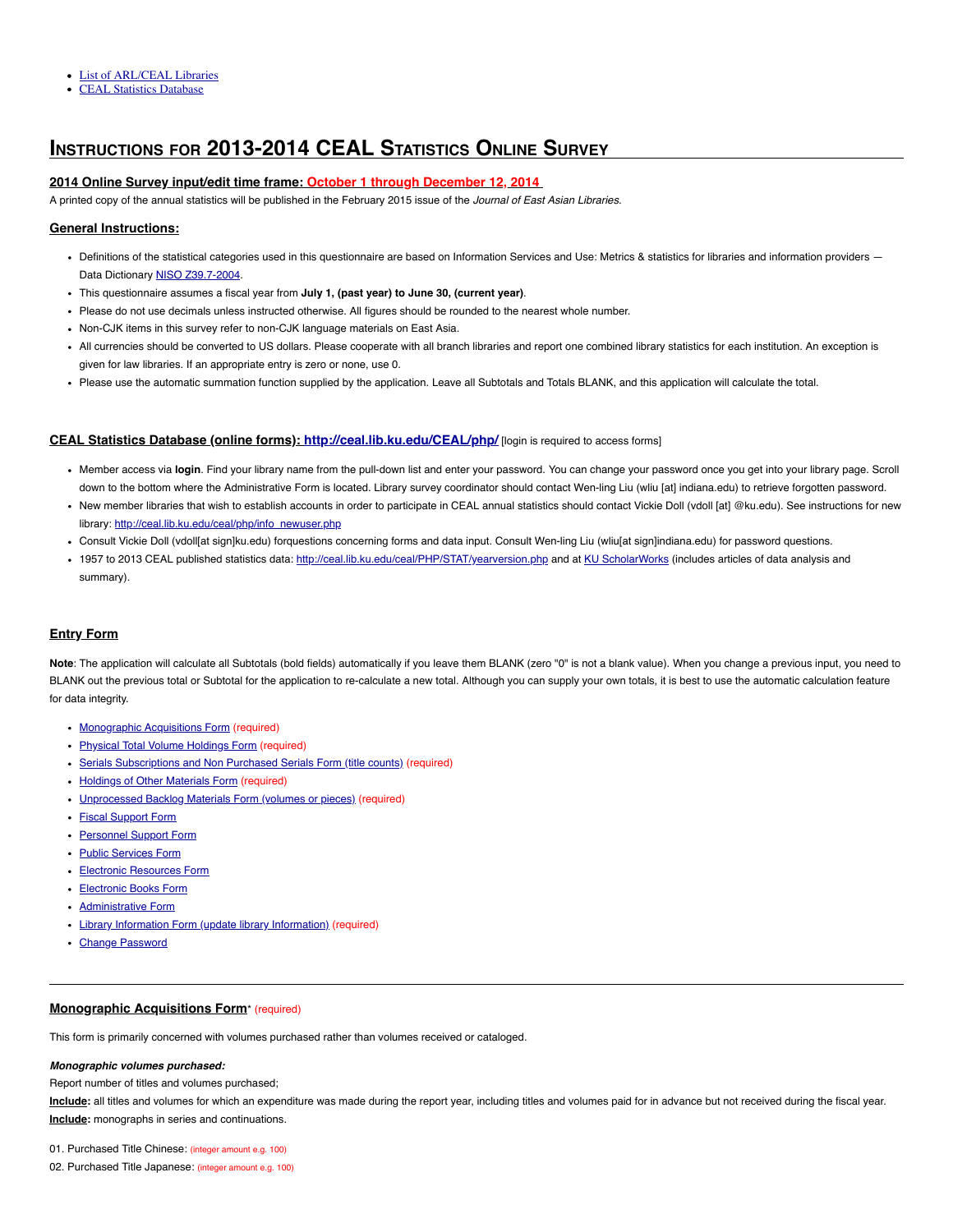- [List of ARL/CEAL Libraries]
- [CEAL Statistics Database]

# Instructions for 2013-2014 CEAL Statistics Online Survey

### 2014 Online Survey input/edit time frame: October 1 through December 12, 2014

A printed copy of the annual statistics will be published in the February 2015 issue of the *Journal of East Asian Libraries.*

### General Instructions:

- Definitions of the statistical categories used in this questionnaire are based on Information Services and Use: Metrics & statistics for libraries and information providers — Data Dictionary NISO Z39.7-2004.
- This questionnaire assumes a fiscal year from **July 1, (past year) to June 30, (current year)**.
- Please do not use decimals unless instructed otherwise. All figures should be rounded to the nearest whole number.
- Non-CJK items in this survey refer to non-CJK language materials on East Asia.
- All currencies should be converted to US dollars. Please cooperate with all branch libraries and report one combined library statistics for each institution. An exception is given for law libraries. If an appropriate entry is zero or none, use 0.
- Please use the automatic summation function supplied by the application. Leave all Subtotals and Totals BLANK, and this application will calculate the total.

### CEAL Statistics Database (online forms): http://ceal.lib.ku.edu/CEAL/php/ [login is required to access forms]

- Member access via **login**. Find your library name from the pull-down list and enter your password. You can change your password once you get into your library page. Scroll down to the bottom where the Administrative Form is located. Library survey coordinator should contact Wen-ling Liu (wliu [at] indiana.edu) to retrieve forgotten password.
- New member libraries that wish to establish accounts in order to participate in CEAL annual statistics should contact Vickie Doll (vdoll [at] @ku.edu). See instructions for new library: http://ceal.lib.ku.edu/ceal/php/info_newuser.php
- Consult Vickie Doll (vdoll[at sign]ku.edu) forquestions concerning forms and data input. Consult Wen-ling Liu (wliu[at sign]indiana.edu) for password questions.
- 1957 to 2013 CEAL published statistics data: http://ceal.lib.ku.edu/ceal/PHP/STAT/yearversion.php and at KU ScholarWorks (includes articles of data analysis and summary).

### Entry Form

**Note**: The application will calculate all Subtotals (bold fields) automatically if you leave them BLANK (zero "0" is not a blank value). When you change a previous input, you need to BLANK out the previous total or Subtotal for the application to re-calculate a new total. Although you can supply your own totals, it is best to use the automatic calculation feature for data integrity.

- Monographic Acquisitions Form (required)
- Physical Total Volume Holdings Form (required)
- Serials Subscriptions and Non Purchased Serials Form (title counts) (required)
- Holdings of Other Materials Form (required)
- Unprocessed Backlog Materials Form (volumes or pieces) (required)
- Fiscal Support Form
- Personnel Support Form
- Public Services Form
- Electronic Resources Form
- Electronic Books Form
- Administrative Form
- Library Information Form (update library Information) (required)
- Change Password

---

### Monographic Acquisitions Form* (required)

This form is primarily concerned with volumes purchased rather than volumes received or cataloged.

***Monographic volumes purchased:***

Report number of titles and volumes purchased;

**Include:** all titles and volumes for which an expenditure was made during the report year, including titles and volumes paid for in advance but not received during the fiscal year.

**Include:** monographs in series and continuations.

01. Purchased Title Chinese: (integer amount e.g. 100)

02. Purchased Title Japanese: (integer amount e.g. 100)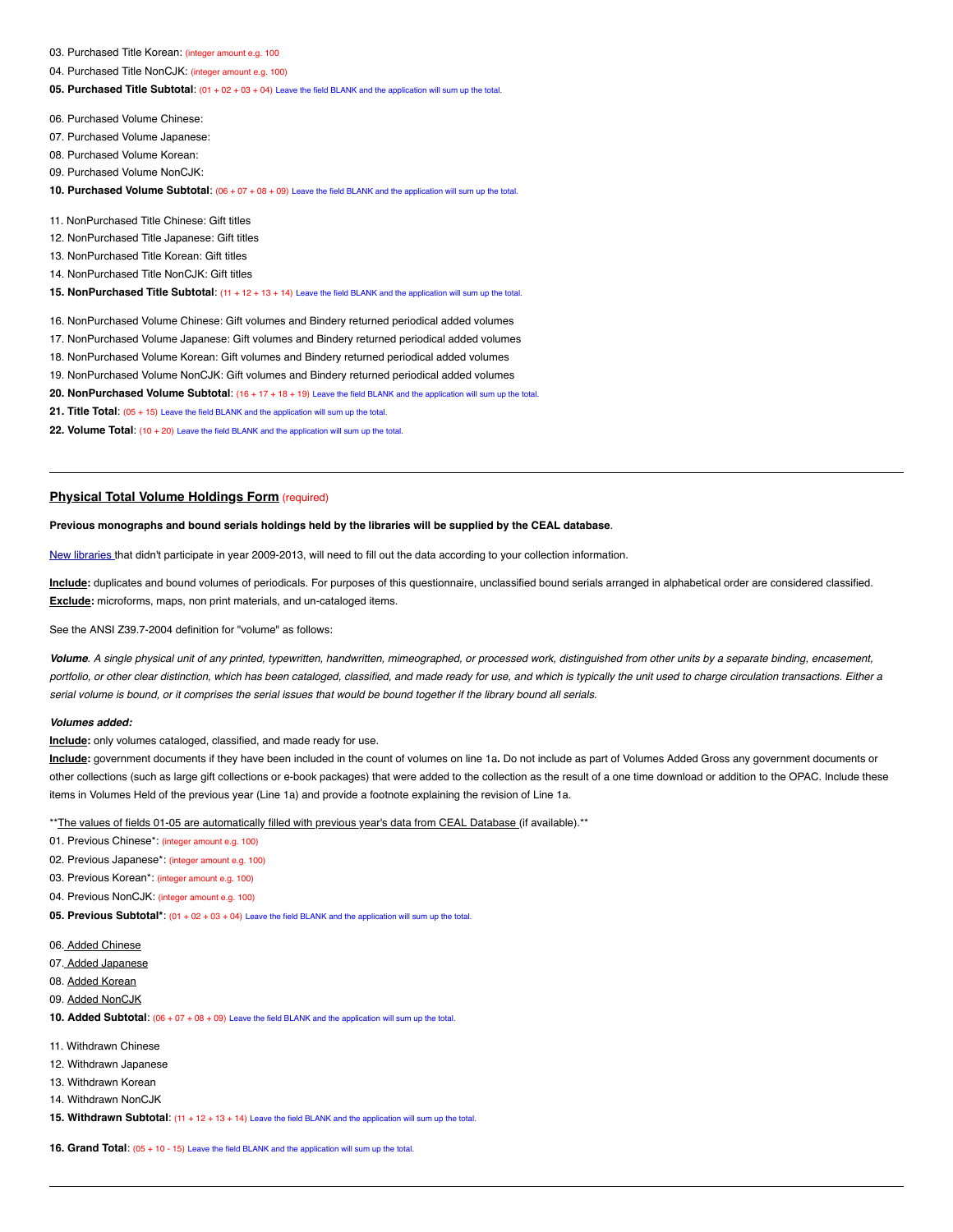03. Purchased Title Korean: (integer amount e.g. 100

04. Purchased Title NonCJK: (integer amount e.g. 100)

**05. Purchased Title Subtotal**: (01 + 02 + 03 + 04) Leave the field BLANK and the application will sum up the total.

06. Purchased Volume Chinese:

07. Purchased Volume Japanese:

08. Purchased Volume Korean:

09. Purchased Volume NonCJK:

**10. Purchased Volume Subtotal**: (06 + 07 + 08 + 09) Leave the field BLANK and the application will sum up the total.

11. NonPurchased Title Chinese: Gift titles

12. NonPurchased Title Japanese: Gift titles

13. NonPurchased Title Korean: Gift titles

14. NonPurchased Title NonCJK: Gift titles

**15. NonPurchased Title Subtotal**: (11 + 12 + 13 + 14) Leave the field BLANK and the application will sum up the total.

16. NonPurchased Volume Chinese: Gift volumes and Bindery returned periodical added volumes

17. NonPurchased Volume Japanese: Gift volumes and Bindery returned periodical added volumes

18. NonPurchased Volume Korean: Gift volumes and Bindery returned periodical added volumes

19. NonPurchased Volume NonCJK: Gift volumes and Bindery returned periodical added volumes

**20. NonPurchased Volume Subtotal**: (16 + 17 + 18 + 19) Leave the field BLANK and the application will sum up the total.

**21. Title Total**: (05 + 15) Leave the field BLANK and the application will sum up the total.

**22. Volume Total**: (10 + 20) Leave the field BLANK and the application will sum up the total.

---

## Physical Total Volume Holdings Form (required)

**Previous monographs and bound serials holdings held by the libraries will be supplied by the CEAL database**.

New libraries that didn't participate in year 2009-2013, will need to fill out the data according to your collection information.

**Include:** duplicates and bound volumes of periodicals. For purposes of this questionnaire, unclassified bound serials arranged in alphabetical order are considered classified.
**Exclude:** microforms, maps, non print materials, and un-cataloged items.

See the ANSI Z39.7-2004 definition for "volume" as follows:

***Volume***. *A single physical unit of any printed, typewritten, handwritten, mimeographed, or processed work, distinguished from other units by a separate binding, encasement, portfolio, or other clear distinction, which has been cataloged, classified, and made ready for use, and which is typically the unit used to charge circulation transactions. Either a serial volume is bound, or it comprises the serial issues that would be bound together if the library bound all serials.*

***Volumes added:***

**Include:** only volumes cataloged, classified, and made ready for use.

**Include:** government documents if they have been included in the count of volumes on line 1a**.** Do not include as part of Volumes Added Gross any government documents or other collections (such as large gift collections or e-book packages) that were added to the collection as the result of a one time download or addition to the OPAC. Include these items in Volumes Held of the previous year (Line 1a) and provide a footnote explaining the revision of Line 1a.

**The values of fields 01-05 are automatically filled with previous year's data from CEAL Database (if available).**

01. Previous Chinese*: (integer amount e.g. 100)

02. Previous Japanese*: (integer amount e.g. 100)

03. Previous Korean*: (integer amount e.g. 100)

04. Previous NonCJK: (integer amount e.g. 100)

**05. Previous Subtotal***: (01 + 02 + 03 + 04) Leave the field BLANK and the application will sum up the total.

06. Added Chinese

07. Added Japanese

08. Added Korean

09. Added NonCJK

**10. Added Subtotal**: (06 + 07 + 08 + 09) Leave the field BLANK and the application will sum up the total.

11. Withdrawn Chinese

12. Withdrawn Japanese

13. Withdrawn Korean

14. Withdrawn NonCJK

**15. Withdrawn Subtotal**: (11 + 12 + 13 + 14) Leave the field BLANK and the application will sum up the total.

**16. Grand Total**: (05 + 10 - 15) Leave the field BLANK and the application will sum up the total.

---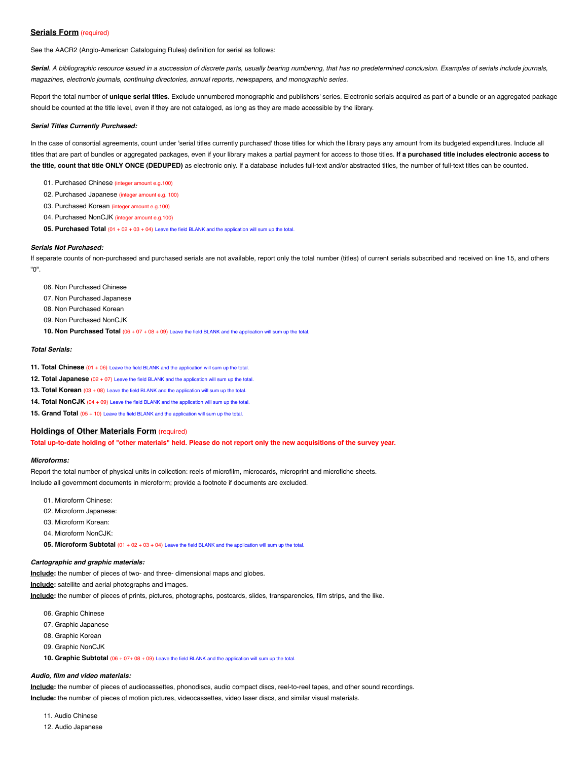## **Serials Form** (required)

See the AACR2 (Anglo-American Cataloguing Rules) definition for serial as follows:

***Serial**. A bibliographic resource issued in a succession of discrete parts, usually bearing numbering, that has no predetermined conclusion. Examples of serials include journals, magazines, electronic journals, continuing directories, annual reports, newspapers, and monographic series.*

Report the total number of **unique serial titles**. Exclude unnumbered monographic and publishers' series. Electronic serials acquired as part of a bundle or an aggregated package should be counted at the title level, even if they are not cataloged, as long as they are made accessible by the library.

***Serial Titles Currently Purchased:***

In the case of consortial agreements, count under 'serial titles currently purchased' those titles for which the library pays any amount from its budgeted expenditures. Include all titles that are part of bundles or aggregated packages, even if your library makes a partial payment for access to those titles. **If a purchased title includes electronic access to the title, count that title ONLY ONCE (DEDUPED)** as electronic only. If a database includes full-text and/or abstracted titles, the number of full-text titles can be counted.

01. Purchased Chinese (integer amount e.g.100)
02. Purchased Japanese (integer amount e.g. 100)
03. Purchased Korean (integer amount e.g.100)
04. Purchased NonCJK (integer amount e.g.100)
05. **Purchased Total** (01 + 02 + 03 + 04) Leave the field BLANK and the application will sum up the total.

***Serials Not Purchased:***

If separate counts of non-purchased and purchased serials are not available, report only the total number (titles) of current serials subscribed and received on line 15, and others "0".

06. Non Purchased Chinese
07. Non Purchased Japanese
08. Non Purchased Korean
09. Non Purchased NonCJK
10. **Non Purchased Total** (06 + 07 + 08 + 09) Leave the field BLANK and the application will sum up the total.

***Total Serials:***

11. **Total Chinese** (01 + 06) Leave the field BLANK and the application will sum up the total.
12. **Total Japanese** (02 + 07) Leave the field BLANK and the application will sum up the total.
13. **Total Korean** (03 + 08) Leave the field BLANK and the application will sum up the total.
14. **Total NonCJK** (04 + 09) Leave the field BLANK and the application will sum up the total.
15. **Grand Total** (05 + 10) Leave the field BLANK and the application will sum up the total.

## **Holdings of Other Materials Form** (required)

**Total up-to-date holding of "other materials" held. Please do not report only the new acquisitions of the survey year.**

***Microforms:***

Report the total number of physical units in collection: reels of microfilm, microcards, microprint and microfiche sheets.
Include all government documents in microform; provide a footnote if documents are excluded.

01. Microform Chinese:
02. Microform Japanese:
03. Microform Korean:
04. Microform NonCJK:
05. **Microform Subtotal** (01 + 02 + 03 + 04) Leave the field BLANK and the application will sum up the total.

***Cartographic and graphic materials:***

**Include:** the number of pieces of two- and three- dimensional maps and globes.
**Include:** satellite and aerial photographs and images.
**Include:** the number of pieces of prints, pictures, photographs, postcards, slides, transparencies, film strips, and the like.

06. Graphic Chinese
07. Graphic Japanese
08. Graphic Korean
09. Graphic NonCJK
10. **Graphic Subtotal** (06 + 07+ 08 + 09) Leave the field BLANK and the application will sum up the total.

***Audio, film and video materials:***

**Include:** the number of pieces of audiocassettes, phonodiscs, audio compact discs, reel-to-reel tapes, and other sound recordings.
**Include:** the number of pieces of motion pictures, videocassettes, video laser discs, and similar visual materials.

11. Audio Chinese
12. Audio Japanese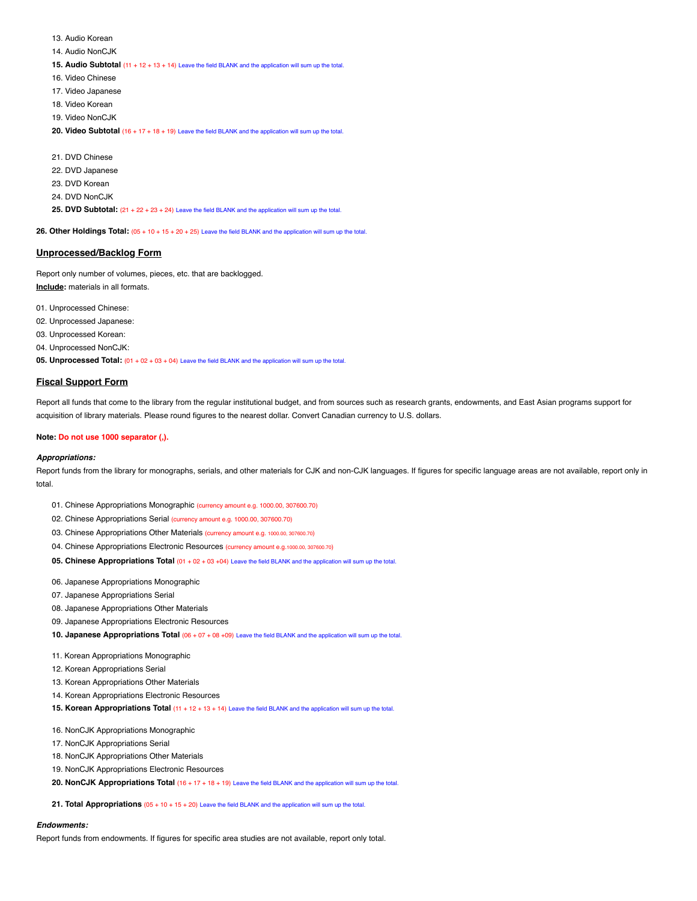13. Audio Korean
14. Audio NonCJK
15. **Audio Subtotal** (11 + 12 + 13 + 14) Leave the field BLANK and the application will sum up the total.
16. Video Chinese
17. Video Japanese
18. Video Korean
19. Video NonCJK
20. **Video Subtotal** (16 + 17 + 18 + 19) Leave the field BLANK and the application will sum up the total.

21. DVD Chinese
22. DVD Japanese
23. DVD Korean
24. DVD NonCJK
25. **DVD Subtotal:** (21 + 22 + 23 + 24) Leave the field BLANK and the application will sum up the total.

**26. Other Holdings Total:** (05 + 10 + 15 + 20 + 25) Leave the field BLANK and the application will sum up the total.

## Unprocessed/Backlog Form

Report only number of volumes, pieces, etc. that are backlogged.

**Include:** materials in all formats.

01. Unprocessed Chinese:
02. Unprocessed Japanese:
03. Unprocessed Korean:
04. Unprocessed NonCJK:
05. **Unprocessed Total:** (01 + 02 + 03 + 04) Leave the field BLANK and the application will sum up the total.

## Fiscal Support Form

Report all funds that come to the library from the regular institutional budget, and from sources such as research grants, endowments, and East Asian programs support for acquisition of library materials. Please round figures to the nearest dollar. Convert Canadian currency to U.S. dollars.

**Note: Do not use 1000 separator (,).**

***Appropriations:***

Report funds from the library for monographs, serials, and other materials for CJK and non-CJK languages. If figures for specific language areas are not available, report only in total.

01. Chinese Appropriations Monographic (currency amount e.g. 1000.00, 307600.70)
02. Chinese Appropriations Serial (currency amount e.g. 1000.00, 307600.70)
03. Chinese Appropriations Other Materials (currency amount e.g. 1000.00, 307600.70)
04. Chinese Appropriations Electronic Resources (currency amount e.g.1000.00, 307600.70)
05. **Chinese Appropriations Total** (01 + 02 + 03 +04) Leave the field BLANK and the application will sum up the total.

06. Japanese Appropriations Monographic
07. Japanese Appropriations Serial
08. Japanese Appropriations Other Materials
09. Japanese Appropriations Electronic Resources
10. **Japanese Appropriations Total** (06 + 07 + 08 +09) Leave the field BLANK and the application will sum up the total.

11. Korean Appropriations Monographic
12. Korean Appropriations Serial
13. Korean Appropriations Other Materials
14. Korean Appropriations Electronic Resources
15. **Korean Appropriations Total** (11 + 12 + 13 + 14) Leave the field BLANK and the application will sum up the total.

16. NonCJK Appropriations Monographic
17. NonCJK Appropriations Serial
18. NonCJK Appropriations Other Materials
19. NonCJK Appropriations Electronic Resources
20. **NonCJK Appropriations Total** (16 + 17 + 18 + 19) Leave the field BLANK and the application will sum up the total.

21. **Total Appropriations** (05 + 10 + 15 + 20) Leave the field BLANK and the application will sum up the total.

***Endowments:***

Report funds from endowments. If figures for specific area studies are not available, report only total.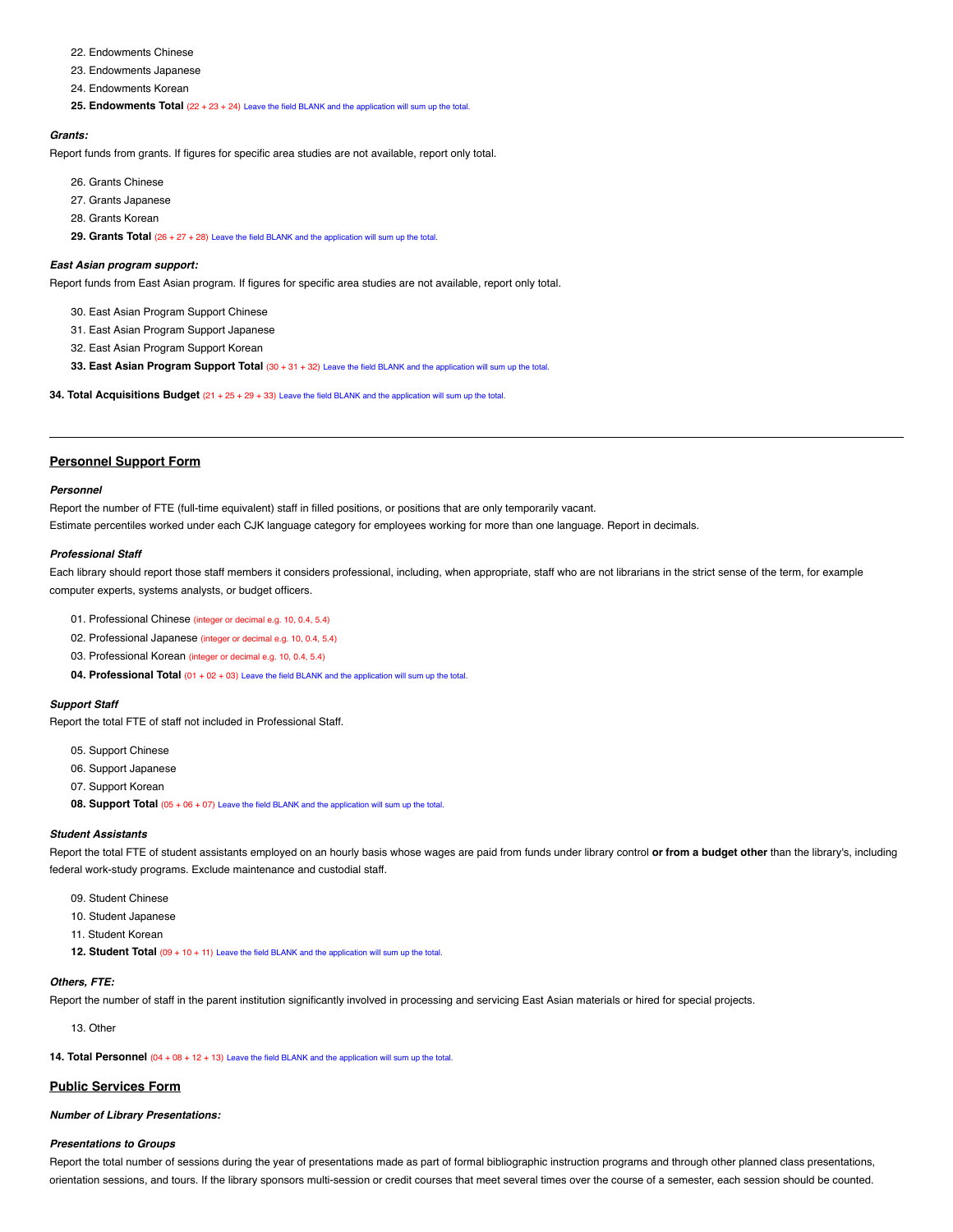22. Endowments Chinese
23. Endowments Japanese
24. Endowments Korean
25. **Endowments Total** (22 + 23 + 24) Leave the field BLANK and the application will sum up the total.

***Grants:***

Report funds from grants. If figures for specific area studies are not available, report only total.

26. Grants Chinese
27. Grants Japanese
28. Grants Korean
29. **Grants Total** (26 + 27 + 28) Leave the field BLANK and the application will sum up the total.

***East Asian program support:***

Report funds from East Asian program. If figures for specific area studies are not available, report only total.

30. East Asian Program Support Chinese
31. East Asian Program Support Japanese
32. East Asian Program Support Korean
33. **East Asian Program Support Total** (30 + 31 + 32) Leave the field BLANK and the application will sum up the total.

**34. Total Acquisitions Budget** (21 + 25 + 29 + 33) Leave the field BLANK and the application will sum up the total.

---

## Personnel Support Form

***Personnel***

Report the number of FTE (full-time equivalent) staff in filled positions, or positions that are only temporarily vacant.
Estimate percentiles worked under each CJK language category for employees working for more than one language. Report in decimals.

***Professional Staff***

Each library should report those staff members it considers professional, including, when appropriate, staff who are not librarians in the strict sense of the term, for example computer experts, systems analysts, or budget officers.

01. Professional Chinese (integer or decimal e.g. 10, 0.4, 5.4)
02. Professional Japanese (integer or decimal e.g. 10, 0.4, 5.4)
03. Professional Korean (integer or decimal e.g. 10, 0.4, 5.4)
04. **Professional Total** (01 + 02 + 03) Leave the field BLANK and the application will sum up the total.

***Support Staff***

Report the total FTE of staff not included in Professional Staff.

05. Support Chinese
06. Support Japanese
07. Support Korean
08. **Support Total** (05 + 06 + 07) Leave the field BLANK and the application will sum up the total.

***Student Assistants***

Report the total FTE of student assistants employed on an hourly basis whose wages are paid from funds under library control **or from a budget other** than the library's, including federal work-study programs. Exclude maintenance and custodial staff.

09. Student Chinese
10. Student Japanese
11. Student Korean
12. **Student Total** (09 + 10 + 11) Leave the field BLANK and the application will sum up the total.

***Others, FTE:***

Report the number of staff in the parent institution significantly involved in processing and servicing East Asian materials or hired for special projects.

13. Other

**14. Total Personnel** (04 + 08 + 12 + 13) Leave the field BLANK and the application will sum up the total.

## Public Services Form

***Number of Library Presentations:***

***Presentations to Groups***

Report the total number of sessions during the year of presentations made as part of formal bibliographic instruction programs and through other planned class presentations, orientation sessions, and tours. If the library sponsors multi-session or credit courses that meet several times over the course of a semester, each session should be counted.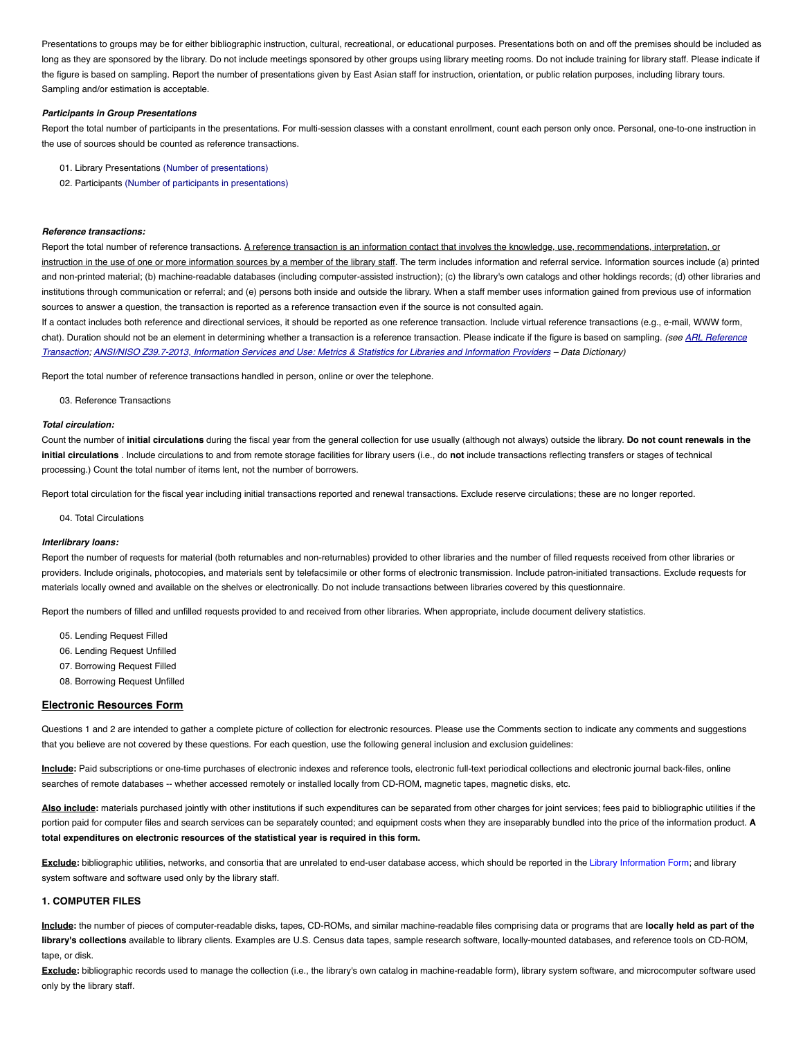Presentations to groups may be for either bibliographic instruction, cultural, recreational, or educational purposes. Presentations both on and off the premises should be included as long as they are sponsored by the library. Do not include meetings sponsored by other groups using library meeting rooms. Do not include training for library staff. Please indicate if the figure is based on sampling. Report the number of presentations given by East Asian staff for instruction, orientation, or public relation purposes, including library tours. Sampling and/or estimation is acceptable.

***Participants in Group Presentations***

Report the total number of participants in the presentations. For multi-session classes with a constant enrollment, count each person only once. Personal, one-to-one instruction in the use of sources should be counted as reference transactions.

01. Library Presentations (Number of presentations)
02. Participants (Number of participants in presentations)

***Reference transactions:***

Report the total number of reference transactions. <u>A reference transaction is an information contact that involves the knowledge, use, recommendations, interpretation, or instruction in the use of one or more information sources by a member of the library staff</u>. The term includes information and referral service. Information sources include (a) printed and non-printed material; (b) machine-readable databases (including computer-assisted instruction); (c) the library's own catalogs and other holdings records; (d) other libraries and institutions through communication or referral; and (e) persons both inside and outside the library. When a staff member uses information gained from previous use of information sources to answer a question, the transaction is reported as a reference transaction even if the source is not consulted again.
If a contact includes both reference and directional services, it should be reported as one reference transaction. Include virtual reference transactions (e.g., e-mail, WWW form, chat). Duration should not be an element in determining whether a transaction is a reference transaction. Please indicate if the figure is based on sampling. *(see ARL Reference Transaction; ANSI/NISO Z39.7-2013, Information Services and Use: Metrics & Statistics for Libraries and Information Providers – Data Dictionary)*

Report the total number of reference transactions handled in person, online or over the telephone.

03. Reference Transactions

***Total circulation:***

Count the number of **initial circulations** during the fiscal year from the general collection for use usually (although not always) outside the library. **Do not count renewals in the initial circulations** . Include circulations to and from remote storage facilities for library users (i.e., do **not** include transactions reflecting transfers or stages of technical processing.) Count the total number of items lent, not the number of borrowers.

Report total circulation for the fiscal year including initial transactions reported and renewal transactions. Exclude reserve circulations; these are no longer reported.

04. Total Circulations

***Interlibrary loans:***

Report the number of requests for material (both returnables and non-returnables) provided to other libraries and the number of filled requests received from other libraries or providers. Include originals, photocopies, and materials sent by telefacsimile or other forms of electronic transmission. Include patron-initiated transactions. Exclude requests for materials locally owned and available on the shelves or electronically. Do not include transactions between libraries covered by this questionnaire.

Report the numbers of filled and unfilled requests provided to and received from other libraries. When appropriate, include document delivery statistics.

05. Lending Request Filled
06. Lending Request Unfilled
07. Borrowing Request Filled
08. Borrowing Request Unfilled

## Electronic Resources Form

Questions 1 and 2 are intended to gather a complete picture of collection for electronic resources. Please use the Comments section to indicate any comments and suggestions that you believe are not covered by these questions. For each question, use the following general inclusion and exclusion guidelines:

**<u>Include</u>:** Paid subscriptions or one-time purchases of electronic indexes and reference tools, electronic full-text periodical collections and electronic journal back-files, online searches of remote databases -- whether accessed remotely or installed locally from CD-ROM, magnetic tapes, magnetic disks, etc.

**<u>Also include</u>:** materials purchased jointly with other institutions if such expenditures can be separated from other charges for joint services; fees paid to bibliographic utilities if the portion paid for computer files and search services can be separately counted; and equipment costs when they are inseparably bundled into the price of the information product. **A total expenditures on electronic resources of the statistical year is required in this form.**

**<u>Exclude</u>:** bibliographic utilities, networks, and consortia that are unrelated to end-user database access, which should be reported in the Library Information Form; and library system software and software used only by the library staff.

### 1. COMPUTER FILES

**<u>Include</u>:** the number of pieces of computer-readable disks, tapes, CD-ROMs, and similar machine-readable files comprising data or programs that are **locally held as part of the library's collections** available to library clients. Examples are U.S. Census data tapes, sample research software, locally-mounted databases, and reference tools on CD-ROM, tape, or disk.
**<u>Exclude</u>:** bibliographic records used to manage the collection (i.e., the library's own catalog in machine-readable form), library system software, and microcomputer software used only by the library staff.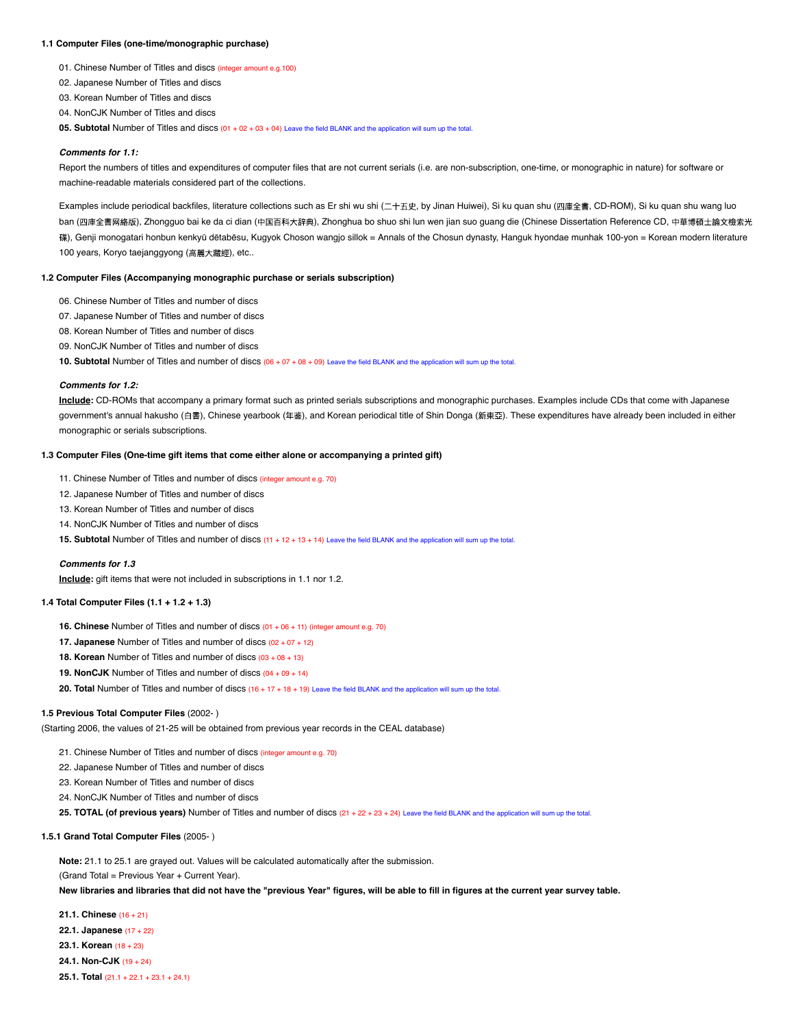#### 1.1 Computer Files (one-time/monographic purchase)

01. Chinese Number of Titles and discs (integer amount e.g.100)
02. Japanese Number of Titles and discs
03. Korean Number of Titles and discs
04. NonCJK Number of Titles and discs
**05. Subtotal** Number of Titles and discs (01 + 02 + 03 + 04) Leave the field BLANK and the application will sum up the total.

***Comments for 1.1:***

Report the numbers of titles and expenditures of computer files that are not current serials (i.e. are non-subscription, one-time, or monographic in nature) for software or machine-readable materials considered part of the collections.

Examples include periodical backfiles, literature collections such as Er shi wu shi (二十五史, by Jinan Huiwei), Si ku quan shu (四庫全書, CD-ROM), Si ku quan shu wang luo ban (四庫全書网絡版), Zhongguo bai ke da ci dian (中国百科大辞典), Zhonghua bo shuo shi lun wen jian suo guang die (Chinese Dissertation Reference CD, 中華博碩士論文檢索光碟), Genji monogatari honbun kenkyū dētabēsu, Kugyok Choson wangjo sillok = Annals of the Chosun dynasty, Hanguk hyondae munhak 100-yon = Korean modern literature 100 years, Koryo taejanggyong (高麗大藏經), etc..

#### 1.2 Computer Files (Accompanying monographic purchase or serials subscription)

06. Chinese Number of Titles and number of discs
07. Japanese Number of Titles and number of discs
08. Korean Number of Titles and number of discs
09. NonCJK Number of Titles and number of discs
**10. Subtotal** Number of Titles and number of discs (06 + 07 + 08 + 09) Leave the field BLANK and the application will sum up the total.

***Comments for 1.2:***

**Include:** CD-ROMs that accompany a primary format such as printed serials subscriptions and monographic purchases. Examples include CDs that come with Japanese government's annual hakusho (白書), Chinese yearbook (年鉴), and Korean periodical title of Shin Donga (新東亞). These expenditures have already been included in either monographic or serials subscriptions.

#### 1.3 Computer Files (One-time gift items that come either alone or accompanying a printed gift)

11. Chinese Number of Titles and number of discs (integer amount e.g. 70)
12. Japanese Number of Titles and number of discs
13. Korean Number of Titles and number of discs
14. NonCJK Number of Titles and number of discs
**15. Subtotal** Number of Titles and number of discs (11 + 12 + 13 + 14) Leave the field BLANK and the application will sum up the total.

***Comments for 1.3***

**Include:** gift items that were not included in subscriptions in 1.1 nor 1.2.

#### 1.4 Total Computer Files (1.1 + 1.2 + 1.3)

**16. Chinese** Number of Titles and number of discs (01 + 06 + 11) (integer amount e.g. 70)
**17. Japanese** Number of Titles and number of discs (02 + 07 + 12)
**18. Korean** Number of Titles and number of discs (03 + 08 + 13)
**19. NonCJK** Number of Titles and number of discs (04 + 09 + 14)
**20. Total** Number of Titles and number of discs (16 + 17 + 18 + 19) Leave the field BLANK and the application will sum up the total.

#### 1.5 Previous Total Computer Files (2002- )

(Starting 2006, the values of 21-25 will be obtained from previous year records in the CEAL database)

21. Chinese Number of Titles and number of discs (integer amount e.g. 70)
22. Japanese Number of Titles and number of discs
23. Korean Number of Titles and number of discs
24. NonCJK Number of Titles and number of discs
**25. TOTAL (of previous years)** Number of Titles and number of discs (21 + 22 + 23 + 24) Leave the field BLANK and the application will sum up the total.

#### 1.5.1 Grand Total Computer Files (2005- )

**Note:** 21.1 to 25.1 are grayed out. Values will be calculated automatically after the submission.
(Grand Total = Previous Year + Current Year).
**New libraries and libraries that did not have the "previous Year" figures, will be able to fill in figures at the current year survey table.**

**21.1. Chinese** (16 + 21)
**22.1. Japanese** (17 + 22)
**23.1. Korean** (18 + 23)
**24.1. Non-CJK** (19 + 24)
**25.1. Total** (21.1 + 22.1 + 23.1 + 24.1)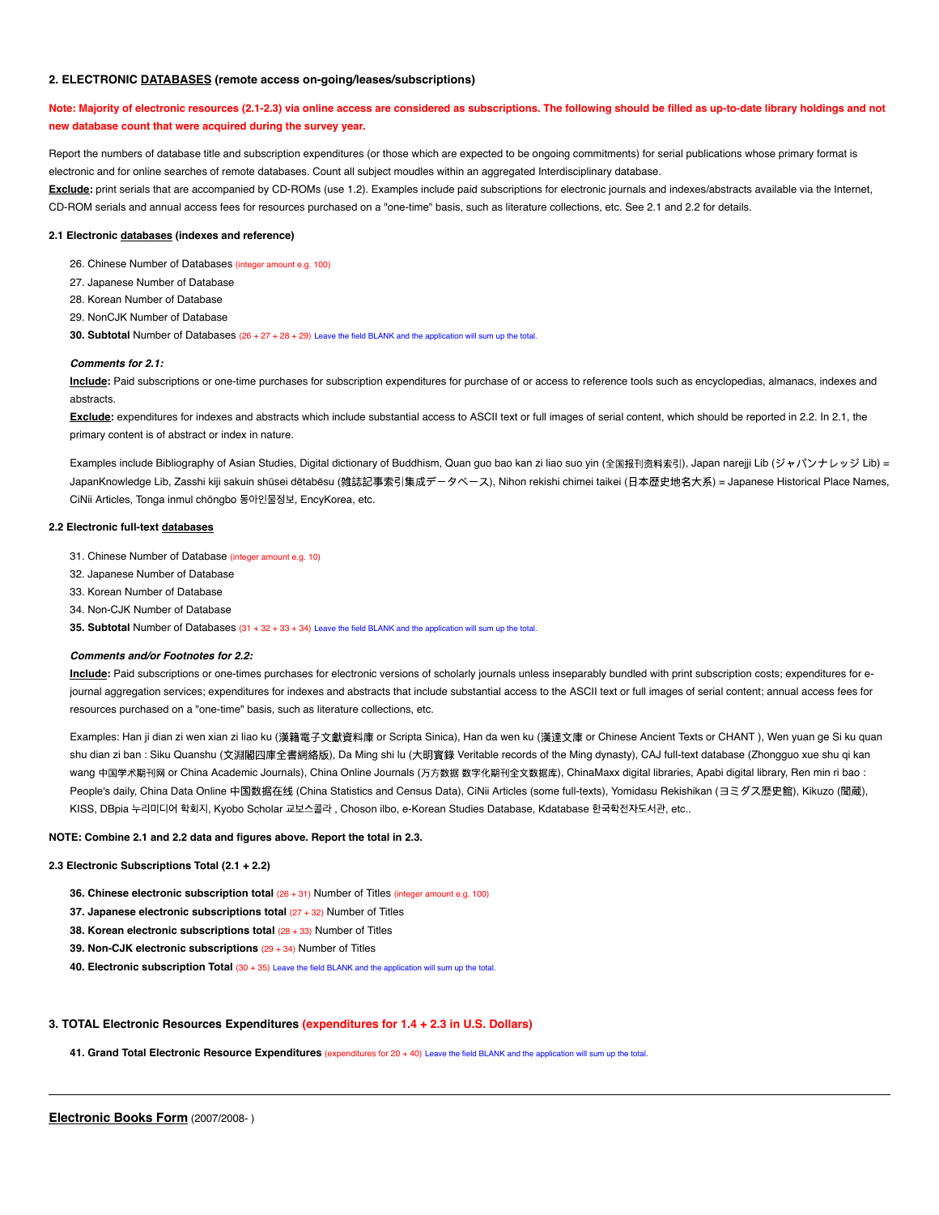## 2. ELECTRONIC DATABASES (remote access on-going/leases/subscriptions)

**Note: Majority of electronic resources (2.1-2.3) via online access are considered as subscriptions. The following should be filled as up-to-date library holdings and not new database count that were acquired during the survey year.**

Report the numbers of database title and subscription expenditures (or those which are expected to be ongoing commitments) for serial publications whose primary format is electronic and for online searches of remote databases. Count all subject moudles within an aggregated Interdisciplinary database.

**Exclude:** print serials that are accompanied by CD-ROMs (use 1.2). Examples include paid subscriptions for electronic journals and indexes/abstracts available via the Internet, CD-ROM serials and annual access fees for resources purchased on a "one-time" basis, such as literature collections, etc. See 2.1 and 2.2 for details.

### 2.1 Electronic databases (indexes and reference)

26. Chinese Number of Databases (integer amount e.g. 100)
27. Japanese Number of Database
28. Korean Number of Database
29. NonCJK Number of Database
30. **Subtotal** Number of Databases (26 + 27 + 28 + 29) Leave the field BLANK and the application will sum up the total.

***Comments for 2.1:***

**Include:** Paid subscriptions or one-time purchases for subscription expenditures for purchase of or access to reference tools such as encyclopedias, almanacs, indexes and abstracts.

**Exclude:** expenditures for indexes and abstracts which include substantial access to ASCII text or full images of serial content, which should be reported in 2.2. In 2.1, the primary content is of abstract or index in nature.

Examples include Bibliography of Asian Studies, Digital dictionary of Buddhism, Quan guo bao kan zi liao suo yin (全国报刊资料索引), Japan narejji Lib (ジャパンナレッジ Lib) = JapanKnowledge Lib, Zasshi kiji sakuin shūsei dētabēsu (雑誌記事索引集成データベース), Nihon rekishi chimei taikei (日本歴史地名大系) = Japanese Historical Place Names, CiNii Articles, Tonga inmul chŏngbo 동아인물정보, EncyKorea, etc.

### 2.2 Electronic full-text databases

31. Chinese Number of Database (integer amount e.g. 10)
32. Japanese Number of Database
33. Korean Number of Database
34. Non-CJK Number of Database
35. **Subtotal** Number of Databases (31 + 32 + 33 + 34) Leave the field BLANK and the application will sum up the total.

***Comments and/or Footnotes for 2.2:***

**Include:** Paid subscriptions or one-times purchases for electronic versions of scholarly journals unless inseparably bundled with print subscription costs; expenditures for e-journal aggregation services; expenditures for indexes and abstracts that include substantial access to the ASCII text or full images of serial content; annual access fees for resources purchased on a "one-time" basis, such as literature collections, etc.

Examples: Han ji dian zi wen xian zi liao ku (漢籍電子文獻資料庫 or Scripta Sinica), Han da wen ku (漢達文庫 or Chinese Ancient Texts or CHANT ), Wen yuan ge Si ku quan shu dian zi ban : Siku Quanshu (文淵閣四庫全書網絡版), Da Ming shi lu (大明實錄 Veritable records of the Ming dynasty), CAJ full-text database (Zhongguo xue shu qi kan wang 中国学术期刊网 or China Academic Journals), China Online Journals (万方数据 数字化期刊全文数据库), ChinaMaxx digital libraries, Apabi digital library, Ren min ri bao : People's daily, China Data Online 中国数据在线 (China Statistics and Census Data), CiNii Articles (some full-texts), Yomidasu Rekishikan (ヨミダス歴史館), Kikuzo (聞蔵), KISS, DBpia 누리미디어 학회지, Kyobo Scholar 교보스콜라 , Choson ilbo, e-Korean Studies Database, Kdatabase 한국학전자도서관, etc..

**NOTE: Combine 2.1 and 2.2 data and figures above. Report the total in 2.3.**

### 2.3 Electronic Subscriptions Total (2.1 + 2.2)

36. **Chinese electronic subscription total** (26 + 31) Number of Titles (integer amount e.g. 100)
37. **Japanese electronic subscriptions total** (27 + 32) Number of Titles
38. **Korean electronic subscriptions total** (28 + 33) Number of Titles
39. **Non-CJK electronic subscriptions** (29 + 34) Number of Titles
40. **Electronic subscription Total** (30 + 35) Leave the field BLANK and the application will sum up the total.

## 3. TOTAL Electronic Resources Expenditures (expenditures for 1.4 + 2.3 in U.S. Dollars)

41. **Grand Total Electronic Resource Expenditures** (expenditures for 20 + 40) Leave the field BLANK and the application will sum up the total.

---

**Electronic Books Form** (2007/2008- )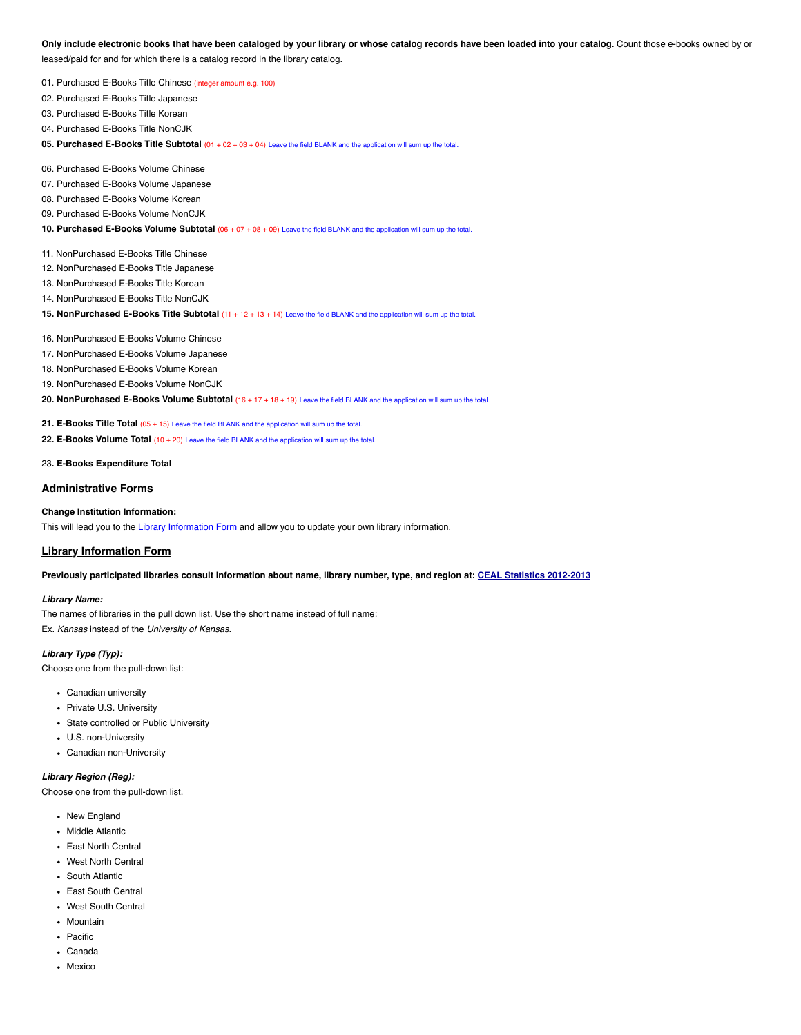**Only include electronic books that have been cataloged by your library or whose catalog records have been loaded into your catalog.** Count those e-books owned by or leased/paid for and for which there is a catalog record in the library catalog.

01. Purchased E-Books Title Chinese (integer amount e.g. 100)
02. Purchased E-Books Title Japanese
03. Purchased E-Books Title Korean
04. Purchased E-Books Title NonCJK
**05. Purchased E-Books Title Subtotal** (01 + 02 + 03 + 04) Leave the field BLANK and the application will sum up the total.

06. Purchased E-Books Volume Chinese
07. Purchased E-Books Volume Japanese
08. Purchased E-Books Volume Korean
09. Purchased E-Books Volume NonCJK
**10. Purchased E-Books Volume Subtotal** (06 + 07 + 08 + 09) Leave the field BLANK and the application will sum up the total.

11. NonPurchased E-Books Title Chinese
12. NonPurchased E-Books Title Japanese
13. NonPurchased E-Books Title Korean
14. NonPurchased E-Books Title NonCJK
**15. NonPurchased E-Books Title Subtotal** (11 + 12 + 13 + 14) Leave the field BLANK and the application will sum up the total.

16. NonPurchased E-Books Volume Chinese
17. NonPurchased E-Books Volume Japanese
18. NonPurchased E-Books Volume Korean
19. NonPurchased E-Books Volume NonCJK
**20. NonPurchased E-Books Volume Subtotal** (16 + 17 + 18 + 19) Leave the field BLANK and the application will sum up the total.

**21. E-Books Title Total** (05 + 15) Leave the field BLANK and the application will sum up the total.
**22. E-Books Volume Total** (10 + 20) Leave the field BLANK and the application will sum up the total.

23**. E-Books Expenditure Total**

## Administrative Forms

**Change Institution Information:**

This will lead you to the Library Information Form and allow you to update your own library information.

## Library Information Form

**Previously participated libraries consult information about name, library number, type, and region at: CEAL Statistics 2012-2013**

***Library Name:***

The names of libraries in the pull down list. Use the short name instead of full name:
Ex. *Kansas* instead of the *University of Kansas*.

***Library Type (Typ):***

Choose one from the pull-down list:

- Canadian university
- Private U.S. University
- State controlled or Public University
- U.S. non-University
- Canadian non-University

***Library Region (Reg):***

Choose one from the pull-down list.

- New England
- Middle Atlantic
- East North Central
- West North Central
- South Atlantic
- East South Central
- West South Central
- Mountain
- Pacific
- Canada
- Mexico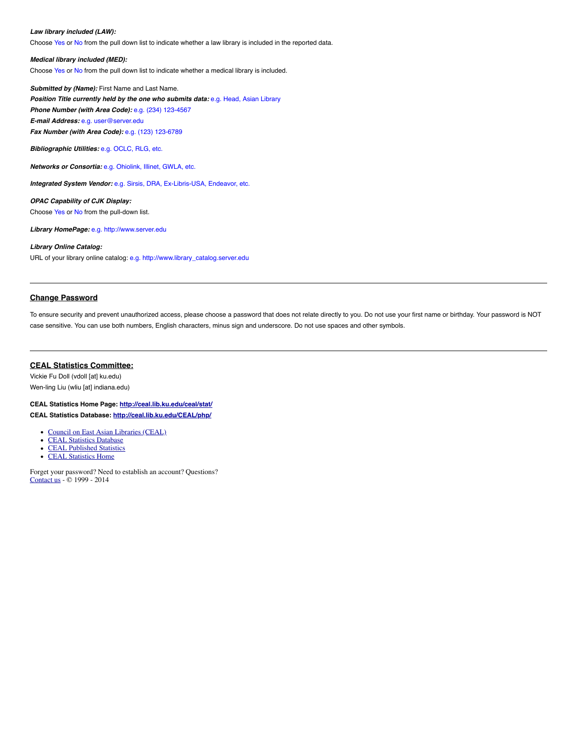***Law library included (LAW):***

Choose Yes or No from the pull down list to indicate whether a law library is included in the reported data.

***Medical library included (MED):***

Choose Yes or No from the pull down list to indicate whether a medical library is included.

***Submitted by (Name):*** First Name and Last Name.
***Position Title currently held by the one who submits data:*** e.g. Head, Asian Library
***Phone Number (with Area Code):*** e.g. (234) 123-4567
***E-mail Address:*** e.g. user@server.edu
***Fax Number (with Area Code):*** e.g. (123) 123-6789

***Bibliographic Utilities:*** e.g. OCLC, RLG, etc.

***Networks or Consortia:*** e.g. Ohiolink, Illinet, GWLA, etc.

***Integrated System Vendor:*** e.g. Sirsis, DRA, Ex-Libris-USA, Endeavor, etc.

***OPAC Capability of CJK Display:***

Choose Yes or No from the pull-down list.

***Library HomePage:*** e.g. http://www.server.edu

***Library Online Catalog:***

URL of your library online catalog: e.g. http://www.library_catalog.server.edu

---

## Change Password

To ensure security and prevent unauthorized access, please choose a password that does not relate directly to you. Do not use your first name or birthday. Your password is NOT case sensitive. You can use both numbers, English characters, minus sign and underscore. Do not use spaces and other symbols.

---

## CEAL Statistics Committee:

Vickie Fu Doll (vdoll [at] ku.edu)
Wen-ling Liu (wliu [at] indiana.edu)

**CEAL Statistics Home Page: http://ceal.lib.ku.edu/ceal/stat/**
**CEAL Statistics Database: http://ceal.lib.ku.edu/CEAL/php/**

- Council on East Asian Libraries (CEAL)
- CEAL Statistics Database
- CEAL Published Statistics
- CEAL Statistics Home

Forget your password? Need to establish an account? Questions?
Contact us - © 1999 - 2014